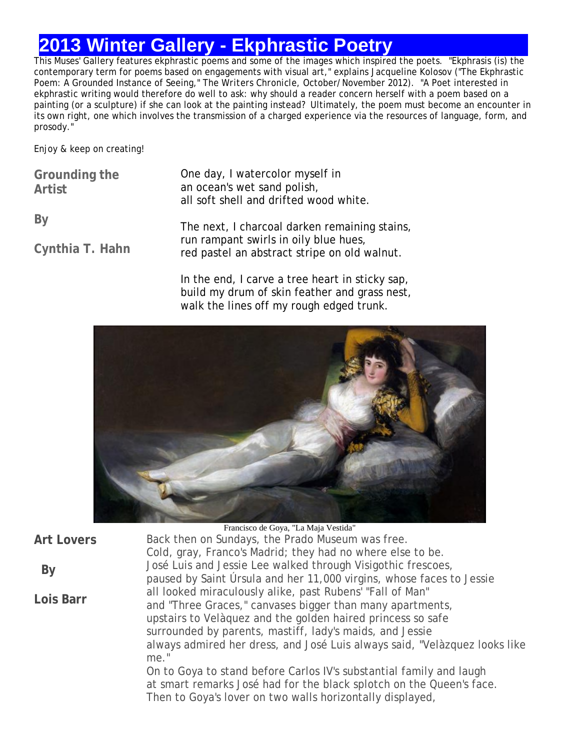# 2013 Winter Gallery - Ekphrastic Poetry

This Muses' Gallery features ekphrastic poems and some of the images which inspired the poets. "Ekphrasis (is) the contemporary term for poems based on engagements with visual art," explains Jacqueline Kolosov ("The Ekphrastic Poem: A Grounded Instance of Seeing," The Writers Chronicle, October/November 2012). "A Poet interested in ekphrastic writing would therefore do well to ask: why should a reader concern herself with a poem based on a painting (or a sculpture) if she can look at the painting instead? Ultimately, the poem must become an encounter in its own right, one which involves the transmission of a charged experience via the resources of language, form, and prosody."

Enjoy & keep on creating!

## Grounding the Artist

**By**

**Cynthia T. Hahn**

One day, I watercolor myself in
an ocean's wet sand polish,
all soft shell and drifted wood white.

The next, I charcoal darken remaining stains,
run rampant swirls in oily blue hues,
red pastel an abstract stripe on old walnut.

In the end, I carve a tree heart in sticky sap,
build my drum of skin feather and grass nest,
walk the lines off my rough edged trunk.

Francisco de Goya, "La Maja Vestida"

## Art Lovers

**By**

**Lois Barr**

Back then on Sundays, the Prado Museum was free.
Cold, gray, Franco's Madrid; they had no where else to be.
José Luis and Jessie Lee walked through Visigothic frescoes,
paused by Saint Úrsula and her 11,000 virgins, whose faces to Jessie
all looked miraculously alike, past Rubens' "Fall of Man"
and "Three Graces," canvases bigger than many apartments,
upstairs to Velàquez and the golden haired princess so safe
surrounded by parents, mastiff, lady's maids, and Jessie
always admired her dress, and José Luis always said, "Velàzquez looks like me."
On to Goya to stand before Carlos IV's substantial family and laugh
at smart remarks José had for the black splotch on the Queen's face.
Then to Goya's lover on two walls horizontally displayed,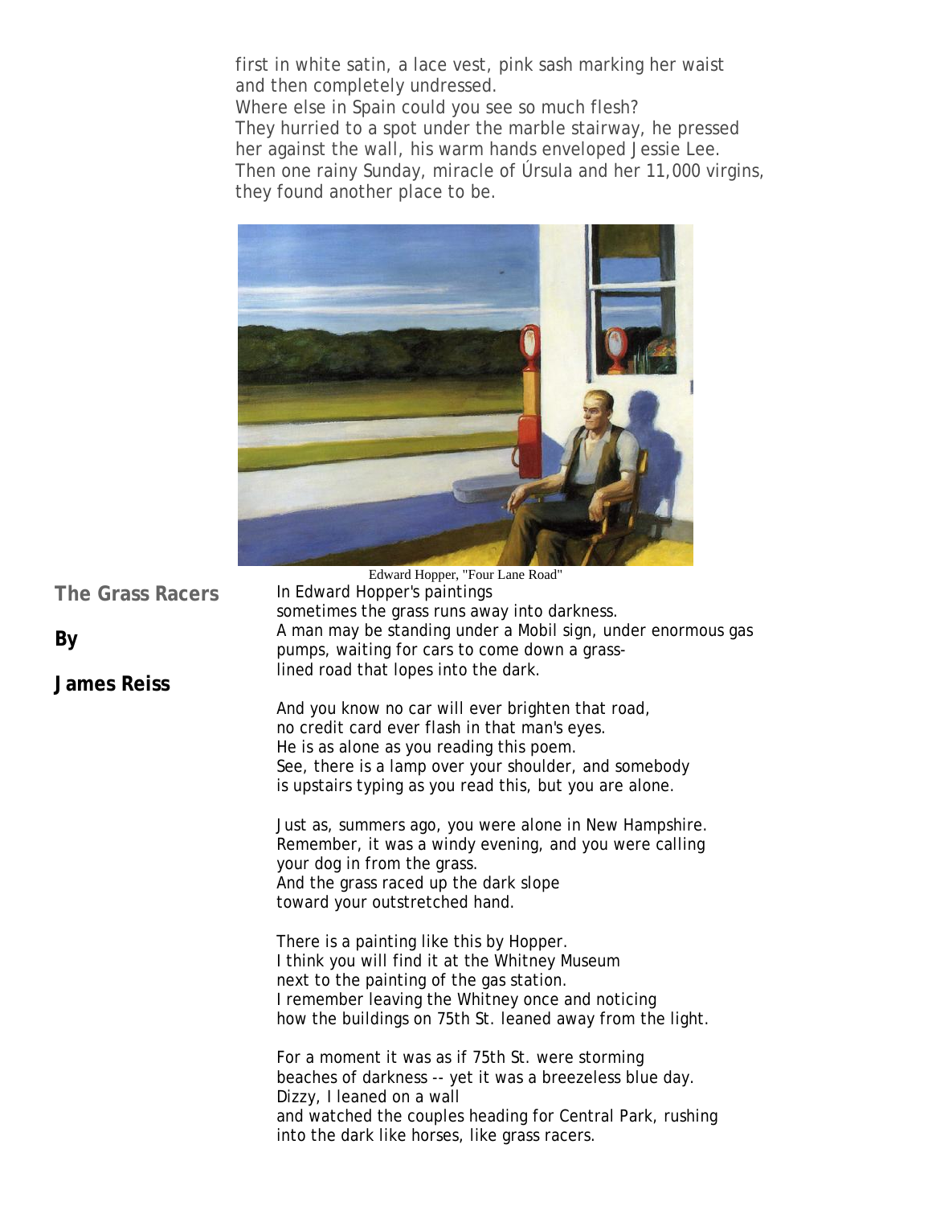first in white satin, a lace vest, pink sash marking her waist
and then completely undressed.
Where else in Spain could you see so much flesh?
They hurried to a spot under the marble stairway, he pressed
her against the wall, his warm hands enveloped Jessie Lee.
Then one rainy Sunday, miracle of Úrsula and her 11,000 virgins,
they found another place to be.

Edward Hopper, "Four Lane Road"

## The Grass Racers

**By**

**James Reiss**

In Edward Hopper's paintings
sometimes the grass runs away into darkness.
A man may be standing under a Mobil sign, under enormous gas
pumps, waiting for cars to come down a grass-
lined road that lopes into the dark.

And you know no car will ever brighten that road,
no credit card ever flash in that man's eyes.
He is as alone as you reading this poem.
See, there is a lamp over your shoulder, and somebody
is upstairs typing as you read this, but you are alone.

Just as, summers ago, you were alone in New Hampshire.
Remember, it was a windy evening, and you were calling
your dog in from the grass.
And the grass raced up the dark slope
toward your outstretched hand.

There is a painting like this by Hopper.
I think you will find it at the Whitney Museum
next to the painting of the gas station.
I remember leaving the Whitney once and noticing
how the buildings on 75th St. leaned away from the light.

For a moment it was as if 75th St. were storming
beaches of darkness -- yet it was a breezeless blue day.
Dizzy, I leaned on a wall
and watched the couples heading for Central Park, rushing
into the dark like horses, like grass racers.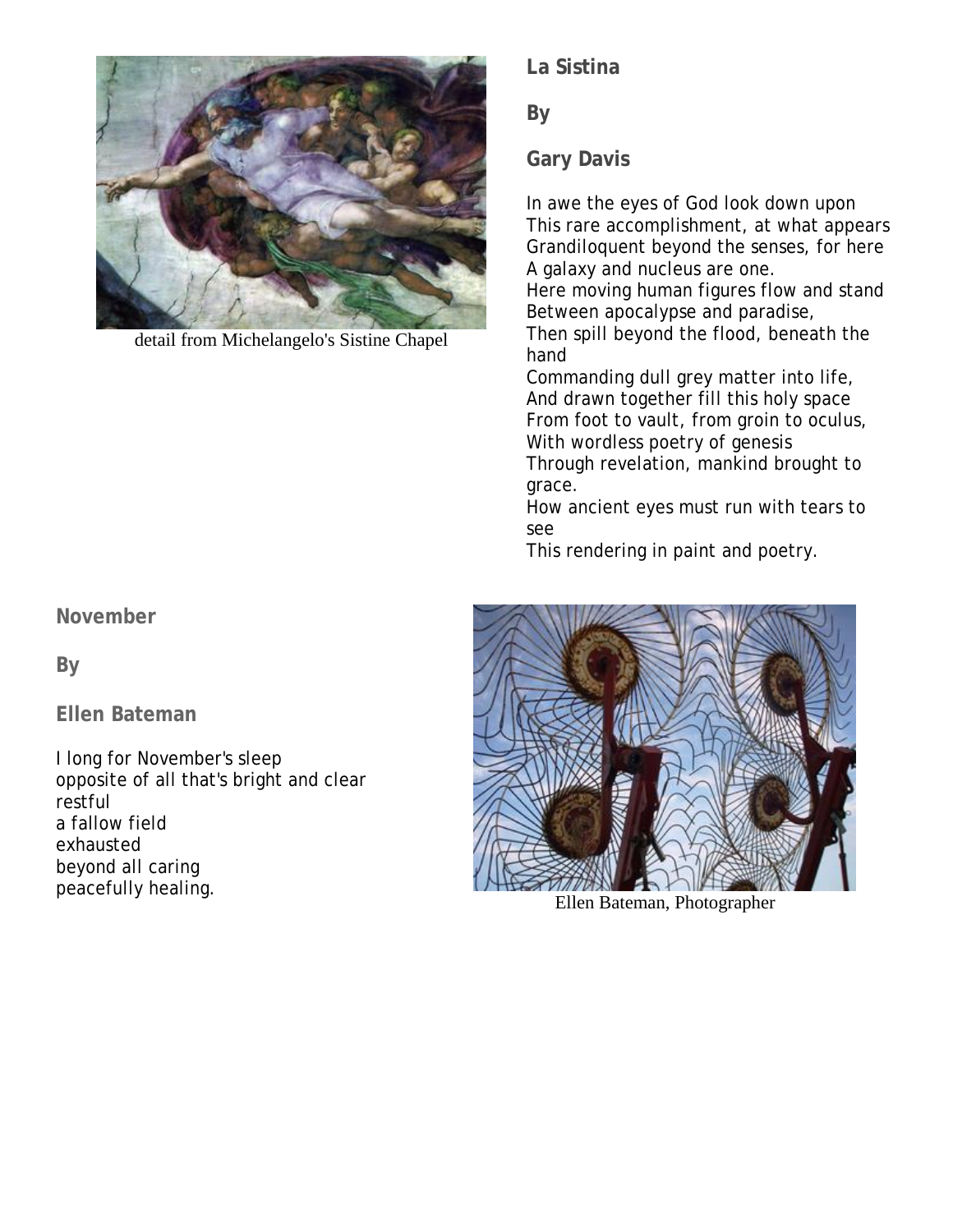detail from Michelangelo's Sistine Chapel

## La Sistina

**By**

**Gary Davis**

In awe the eyes of God look down upon
This rare accomplishment, at what appears
Grandiloquent beyond the senses, for here
A galaxy and nucleus are one.
Here moving human figures flow and stand
Between apocalypse and paradise,
Then spill beyond the flood, beneath the hand
Commanding dull grey matter into life,
And drawn together fill this holy space
From foot to vault, from groin to oculus,
With wordless poetry of genesis
Through revelation, mankind brought to grace.
How ancient eyes must run with tears to see
This rendering in paint and poetry.

## November

**By**

**Ellen Bateman**

I long for November's sleep
opposite of all that's bright and clear
restful
a fallow field
exhausted
beyond all caring
peacefully healing.

Ellen Bateman, Photographer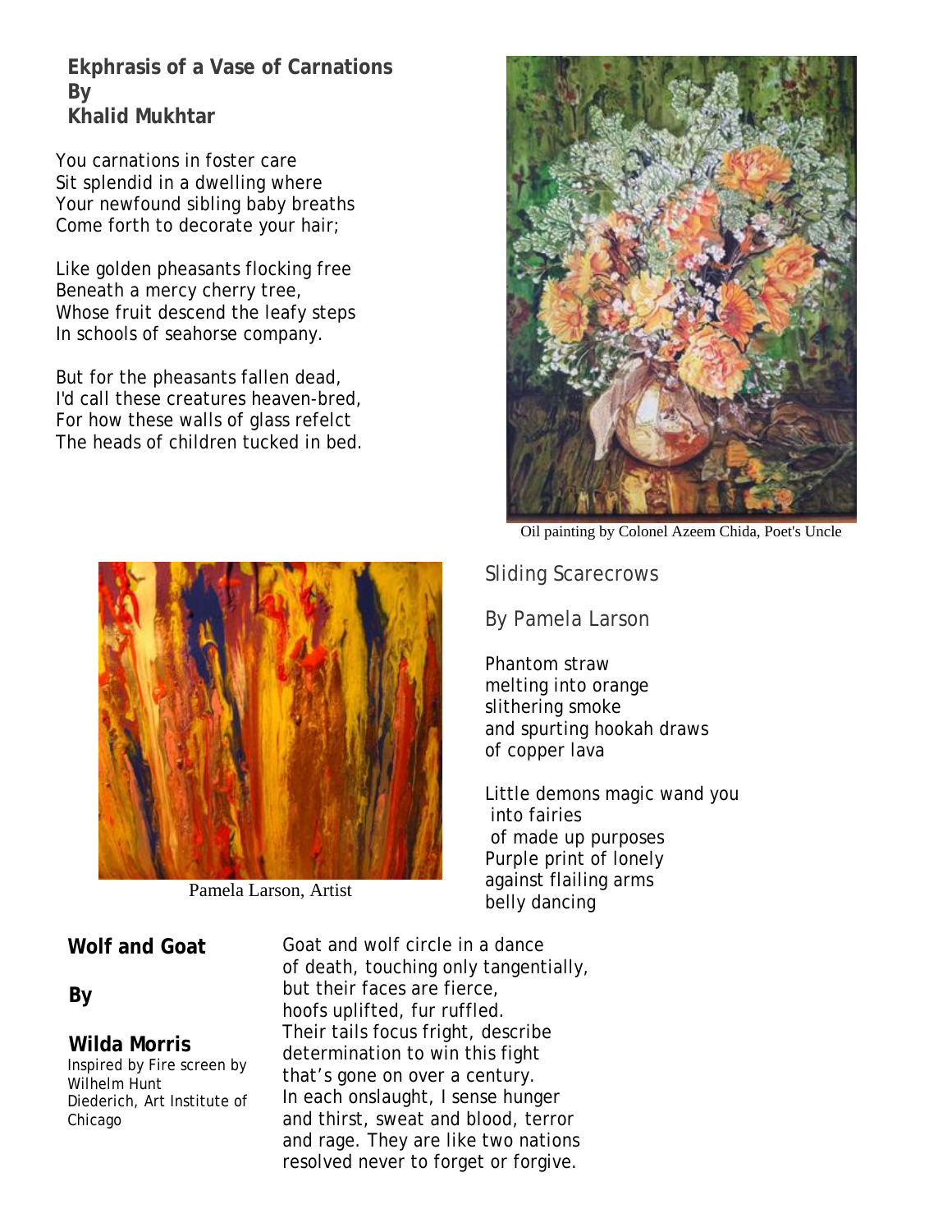## Ekphrasis of a Vase of Carnations
## By
## Khalid Mukhtar

You carnations in foster care
Sit splendid in a dwelling where
Your newfound sibling baby breaths
Come forth to decorate your hair;

Like golden pheasants flocking free
Beneath a mercy cherry tree,
Whose fruit descend the leafy steps
In schools of seahorse company.

But for the pheasants fallen dead,
I'd call these creatures heaven-bred,
For how these walls of glass refelct
The heads of children tucked in bed.

Oil painting by Colonel Azeem Chida, Poet's Uncle

## Sliding Scarecrows

## By Pamela Larson

Phantom straw
melting into orange
slithering smoke
and spurting hookah draws
of copper lava

Little demons magic wand you
 into fairies
 of made up purposes
Purple print of lonely
against flailing arms
belly dancing

Pamela Larson, Artist

## Wolf and Goat

## By

## Wilda Morris

Inspired by Fire screen by Wilhelm Hunt Diederich, Art Institute of Chicago

Goat and wolf circle in a dance
of death, touching only tangentially,
but their faces are fierce,
hoofs uplifted, fur ruffled.
Their tails focus fright, describe
determination to win this fight
that's gone on over a century.
In each onslaught, I sense hunger
and thirst, sweat and blood, terror
and rage. They are like two nations
resolved never to forget or forgive.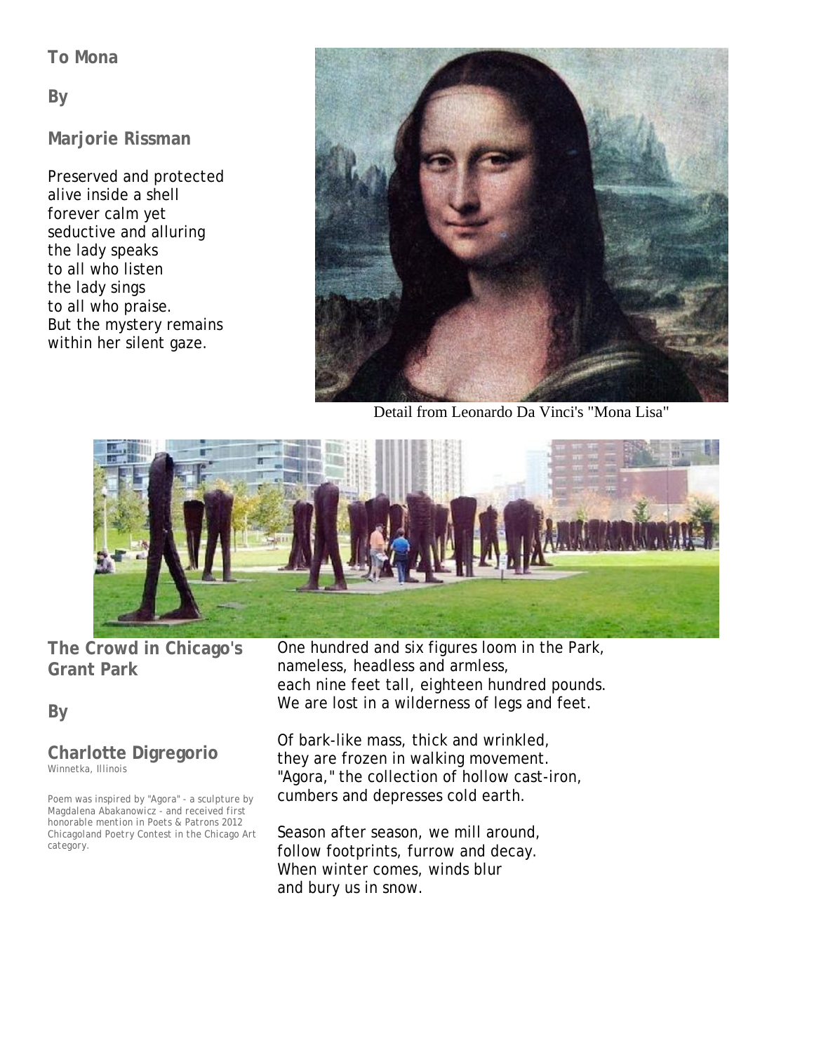## To Mona

**By**

**Marjorie Rissman**

Preserved and protected
alive inside a shell
forever calm yet
seductive and alluring
the lady speaks
to all who listen
the lady sings
to all who praise.
But the mystery remains
within her silent gaze.

Detail from Leonardo Da Vinci's "Mona Lisa"

## The Crowd in Chicago's Grant Park

**By**

**Charlotte Digregorio**
Winnetka, Illinois

Poem was inspired by "Agora" - a sculpture by Magdalena Abakanowicz - and received first honorable mention in Poets & Patrons 2012 Chicagoland Poetry Contest in the Chicago Art category.

One hundred and six figures loom in the Park,
nameless, headless and armless,
each nine feet tall, eighteen hundred pounds.
We are lost in a wilderness of legs and feet.

Of bark-like mass, thick and wrinkled,
they are frozen in walking movement.
"Agora," the collection of hollow cast-iron,
cumbers and depresses cold earth.

Season after season, we mill around,
follow footprints, furrow and decay.
When winter comes, winds blur
and bury us in snow.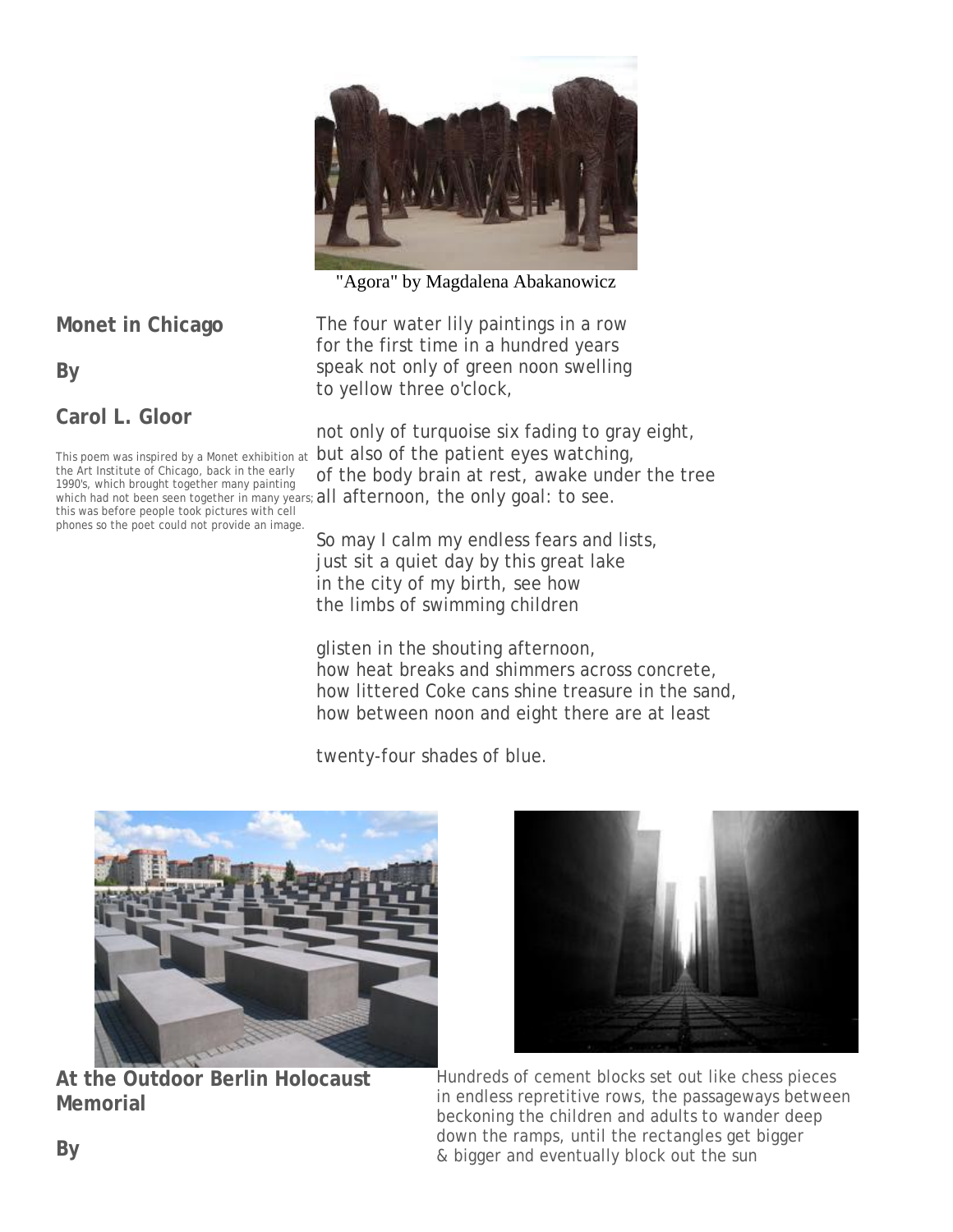"Agora" by Magdalena Abakanowicz

## Monet in Chicago

**By**

**Carol L. Gloor**

This poem was inspired by a Monet exhibition at the Art Institute of Chicago, back in the early 1990's, which brought together many painting which had not been seen together in many years; this was before people took pictures with cell phones so the poet could not provide an image.

The four water lily paintings in a row
for the first time in a hundred years
speak not only of green noon swelling
to yellow three o'clock,

not only of turquoise six fading to gray eight,
but also of the patient eyes watching,
of the body brain at rest, awake under the tree
all afternoon, the only goal: to see.

So may I calm my endless fears and lists,
just sit a quiet day by this great lake
in the city of my birth, see how
the limbs of swimming children

glisten in the shouting afternoon,
how heat breaks and shimmers across concrete,
how littered Coke cans shine treasure in the sand,
how between noon and eight there are at least

twenty-four shades of blue.

## At the Outdoor Berlin Holocaust Memorial

**By**

Hundreds of cement blocks set out like chess pieces
in endless repretitive rows, the passageways between
beckoning the children and adults to wander deep
down the ramps, until the rectangles get bigger
& bigger and eventually block out the sun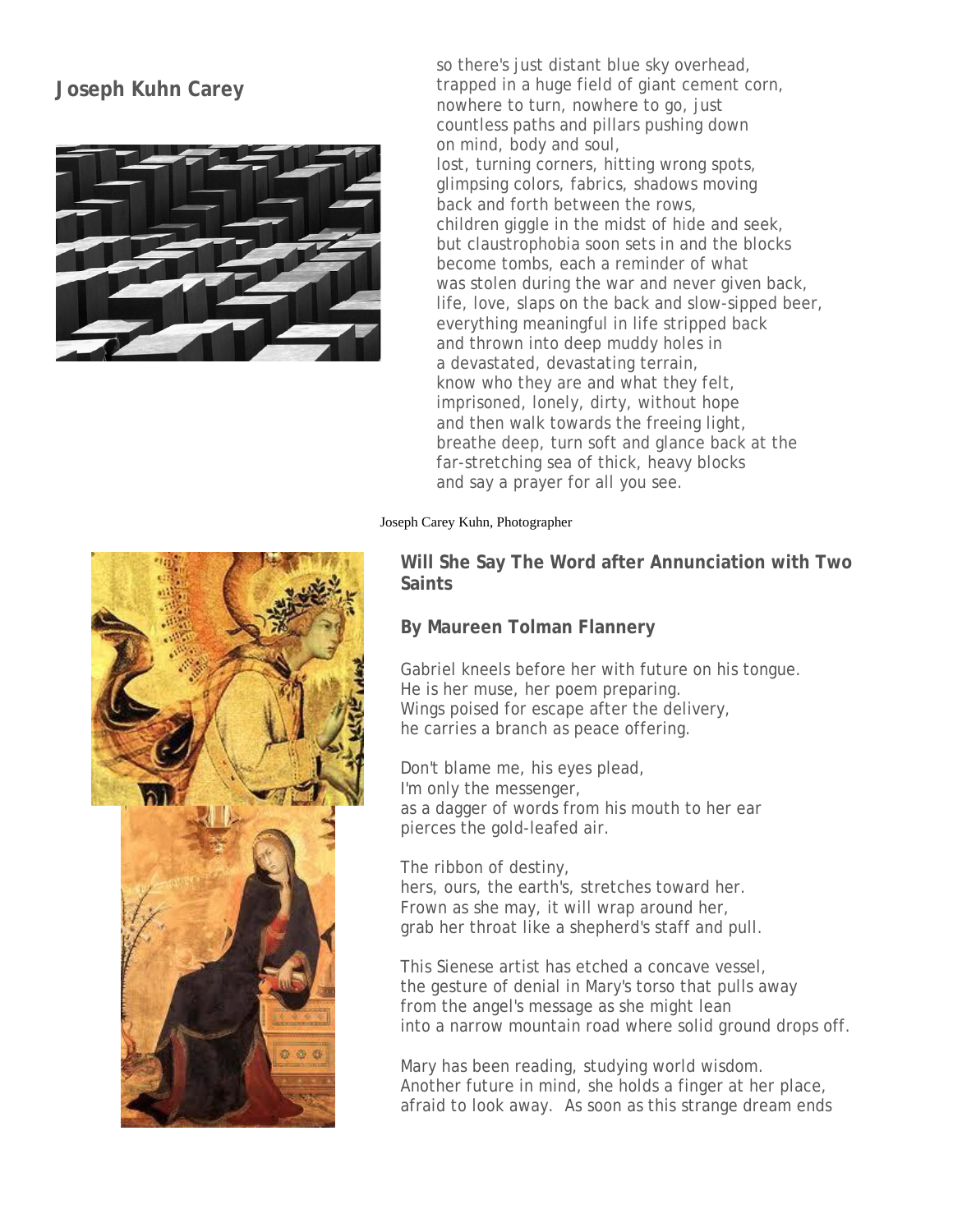## Joseph Kuhn Carey

so there's just distant blue sky overhead,
trapped in a huge field of giant cement corn,
nowhere to turn, nowhere to go, just
countless paths and pillars pushing down
on mind, body and soul,
lost, turning corners, hitting wrong spots,
glimpsing colors, fabrics, shadows moving
back and forth between the rows,
children giggle in the midst of hide and seek,
but claustrophobia soon sets in and the blocks
become tombs, each a reminder of what
was stolen during the war and never given back,
life, love, slaps on the back and slow-sipped beer,
everything meaningful in life stripped back
and thrown into deep muddy holes in
a devastated, devastating terrain,
know who they are and what they felt,
imprisoned, lonely, dirty, without hope
and then walk towards the freeing light,
breathe deep, turn soft and glance back at the
far-stretching sea of thick, heavy blocks
and say a prayer for all you see.

Joseph Carey Kuhn, Photographer

### Will She Say The Word after Annunciation with Two Saints

### By Maureen Tolman Flannery

Gabriel kneels before her with future on his tongue.
He is her muse, her poem preparing.
Wings poised for escape after the delivery,
he carries a branch as peace offering.

Don't blame me, his eyes plead,
I'm only the messenger,
as a dagger of words from his mouth to her ear
pierces the gold-leafed air.

The ribbon of destiny,
hers, ours, the earth's, stretches toward her.
Frown as she may, it will wrap around her,
grab her throat like a shepherd's staff and pull.

This Sienese artist has etched a concave vessel,
the gesture of denial in Mary's torso that pulls away
from the angel's message as she might lean
into a narrow mountain road where solid ground drops off.

Mary has been reading, studying world wisdom.
Another future in mind, she holds a finger at her place,
afraid to look away. As soon as this strange dream ends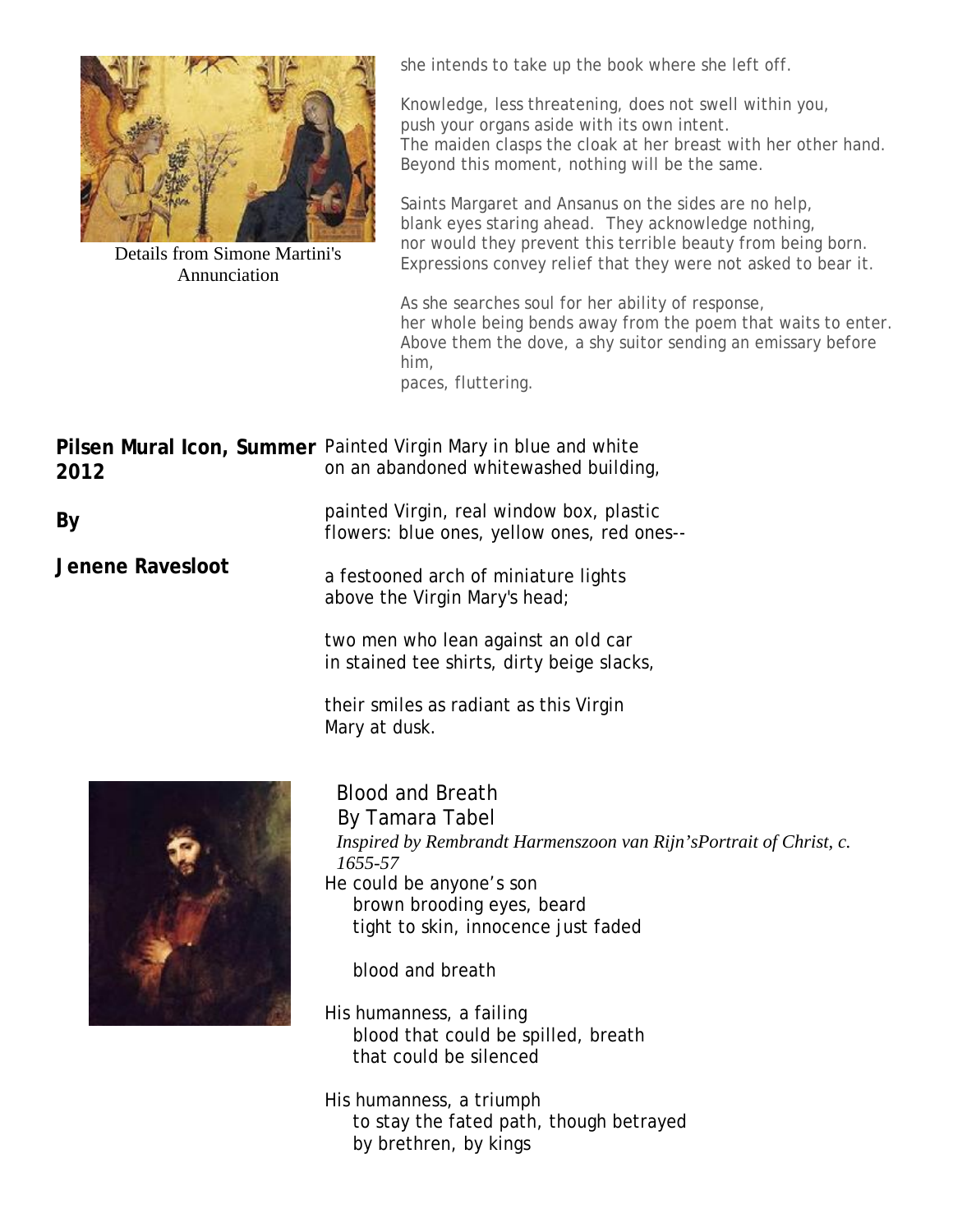Details from Simone Martini's Annunciation

she intends to take up the book where she left off.

Knowledge, less threatening, does not swell within you,
push your organs aside with its own intent.
The maiden clasps the cloak at her breast with her other hand.
Beyond this moment, nothing will be the same.

Saints Margaret and Ansanus on the sides are no help,
blank eyes staring ahead. They acknowledge nothing,
nor would they prevent this terrible beauty from being born.
Expressions convey relief that they were not asked to bear it.

As she searches soul for her ability of response,
her whole being bends away from the poem that waits to enter.
Above them the dove, a shy suitor sending an emissary before him,
paces, fluttering.

## Pilsen Mural Icon, Summer 2012

**By**

**Jenene Ravesloot**

Painted Virgin Mary in blue and white
on an abandoned whitewashed building,

painted Virgin, real window box, plastic
flowers: blue ones, yellow ones, red ones--

a festooned arch of miniature lights
above the Virgin Mary's head;

two men who lean against an old car
in stained tee shirts, dirty beige slacks,

their smiles as radiant as this Virgin
Mary at dusk.

## Blood and Breath

By Tamara Tabel

*Inspired by Rembrandt Harmenszoon van Rijn'sPortrait of Christ, c. 1655-57*

He could be anyone's son
brown brooding eyes, beard
tight to skin, innocence just faded

blood and breath

His humanness, a failing
blood that could be spilled, breath
that could be silenced

His humanness, a triumph
to stay the fated path, though betrayed
by brethren, by kings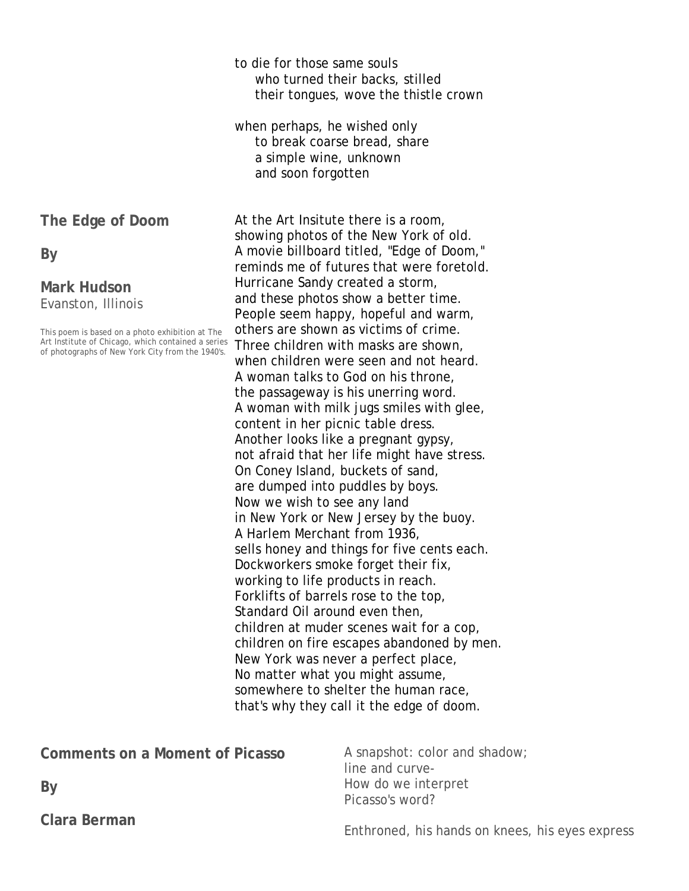to die for those same souls
    who turned their backs, stilled
    their tongues, wove the thistle crown

when perhaps, he wished only
    to break coarse bread, share
    a simple wine, unknown
    and soon forgotten

## The Edge of Doom

**By**

**Mark Hudson**
Evanston, Illinois

This poem is based on a photo exhibition at The Art Institute of Chicago, which contained a series of photographs of New York City from the 1940's.

At the Art Insitute there is a room,
showing photos of the New York of old.
A movie billboard titled, "Edge of Doom,"
reminds me of futures that were foretold.
Hurricane Sandy created a storm,
and these photos show a better time.
People seem happy, hopeful and warm,
others are shown as victims of crime.
Three children with masks are shown,
when children were seen and not heard.
A woman talks to God on his throne,
the passageway is his unerring word.
A woman with milk jugs smiles with glee,
content in her picnic table dress.
Another looks like a pregnant gypsy,
not afraid that her life might have stress.
On Coney Island, buckets of sand,
are dumped into puddles by boys.
Now we wish to see any land
in New York or New Jersey by the buoy.
A Harlem Merchant from 1936,
sells honey and things for five cents each.
Dockworkers smoke forget their fix,
working to life products in reach.
Forklifts of barrels rose to the top,
Standard Oil around even then,
children at muder scenes wait for a cop,
children on fire escapes abandoned by men.
New York was never a perfect place,
No matter what you might assume,
somewhere to shelter the human race,
that's why they call it the edge of doom.

## Comments on a Moment of Picasso

**By**

**Clara Berman**

A snapshot: color and shadow;
line and curve-
How do we interpret
Picasso's word?

Enthroned, his hands on knees, his eyes express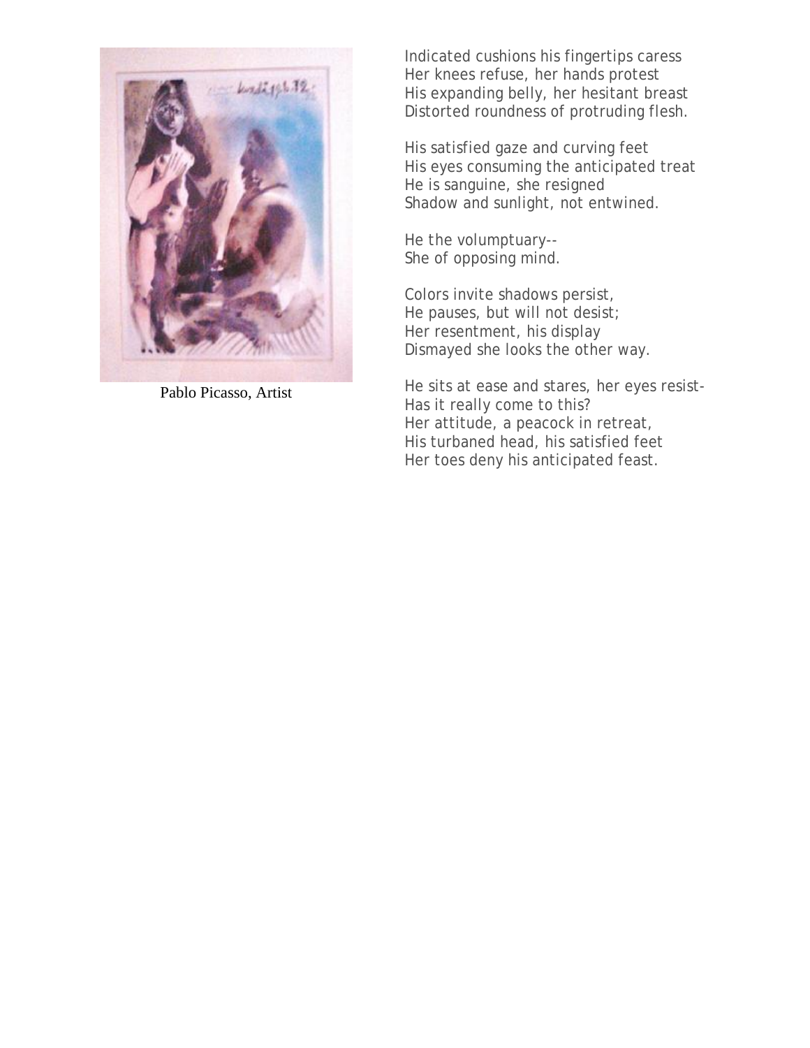Pablo Picasso, Artist

Indicated cushions his fingertips caress
Her knees refuse, her hands protest
His expanding belly, her hesitant breast
Distorted roundness of protruding flesh.

His satisfied gaze and curving feet
His eyes consuming the anticipated treat
He is sanguine, she resigned
Shadow and sunlight, not entwined.

He the volumptuary--
She of opposing mind.

Colors invite shadows persist,
He pauses, but will not desist;
Her resentment, his display
Dismayed she looks the other way.

He sits at ease and stares, her eyes resist-
Has it really come to this?
Her attitude, a peacock in retreat,
His turbaned head, his satisfied feet
Her toes deny his anticipated feast.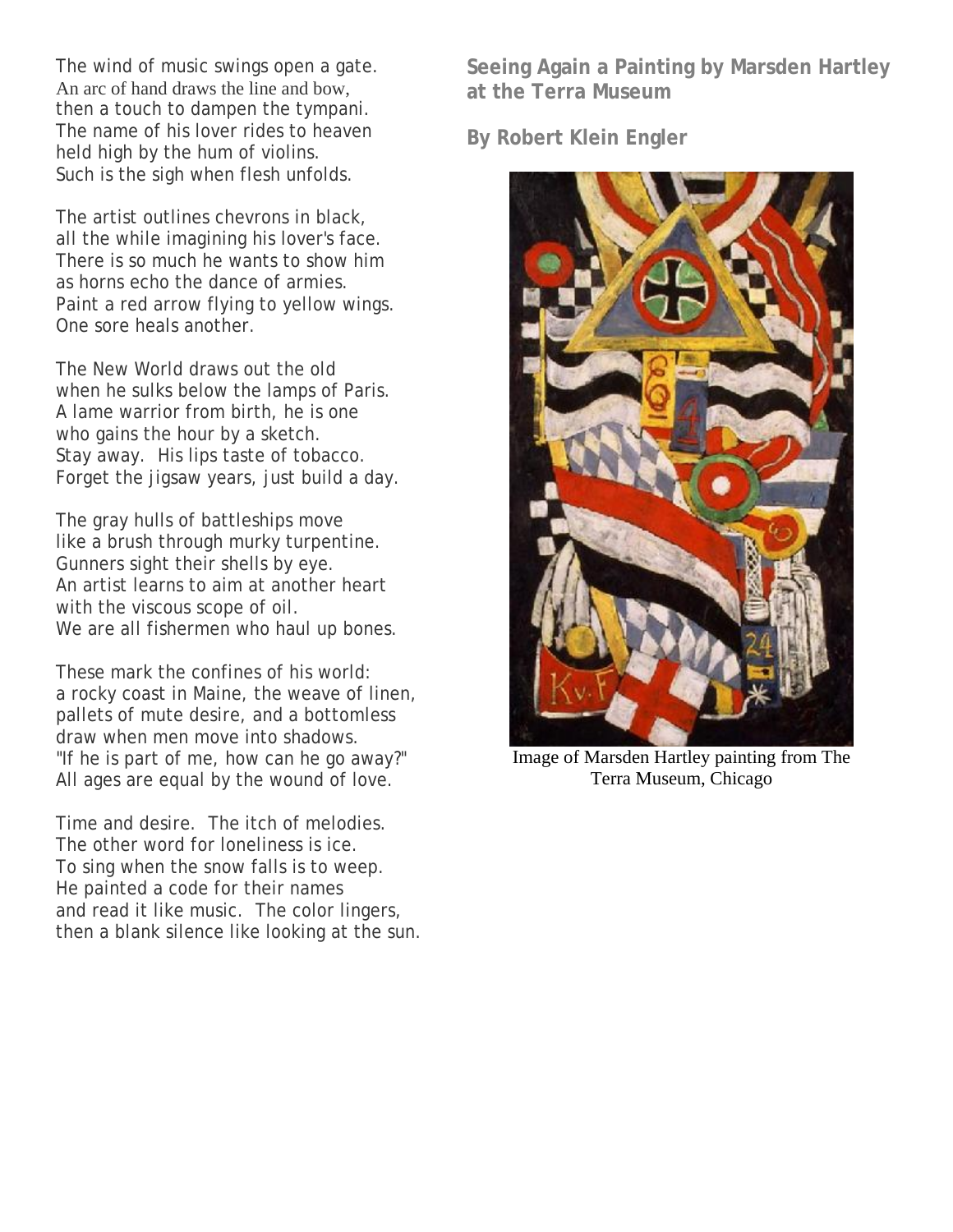## Seeing Again a Painting by Marsden Hartley at the Terra Museum

**By Robert Klein Engler**

The wind of music swings open a gate.
An arc of hand draws the line and bow,
then a touch to dampen the tympani.
The name of his lover rides to heaven
held high by the hum of violins.
Such is the sigh when flesh unfolds.

The artist outlines chevrons in black,
all the while imagining his lover's face.
There is so much he wants to show him
as horns echo the dance of armies.
Paint a red arrow flying to yellow wings.
One sore heals another.

The New World draws out the old
when he sulks below the lamps of Paris.
A lame warrior from birth, he is one
who gains the hour by a sketch.
Stay away. His lips taste of tobacco.
Forget the jigsaw years, just build a day.

The gray hulls of battleships move
like a brush through murky turpentine.
Gunners sight their shells by eye.
An artist learns to aim at another heart
with the viscous scope of oil.
We are all fishermen who haul up bones.

These mark the confines of his world:
a rocky coast in Maine, the weave of linen,
pallets of mute desire, and a bottomless
draw when men move into shadows.
"If he is part of me, how can he go away?"
All ages are equal by the wound of love.

Time and desire. The itch of melodies.
The other word for loneliness is ice.
To sing when the snow falls is to weep.
He painted a code for their names
and read it like music. The color lingers,
then a blank silence like looking at the sun.

Image of Marsden Hartley painting from The Terra Museum, Chicago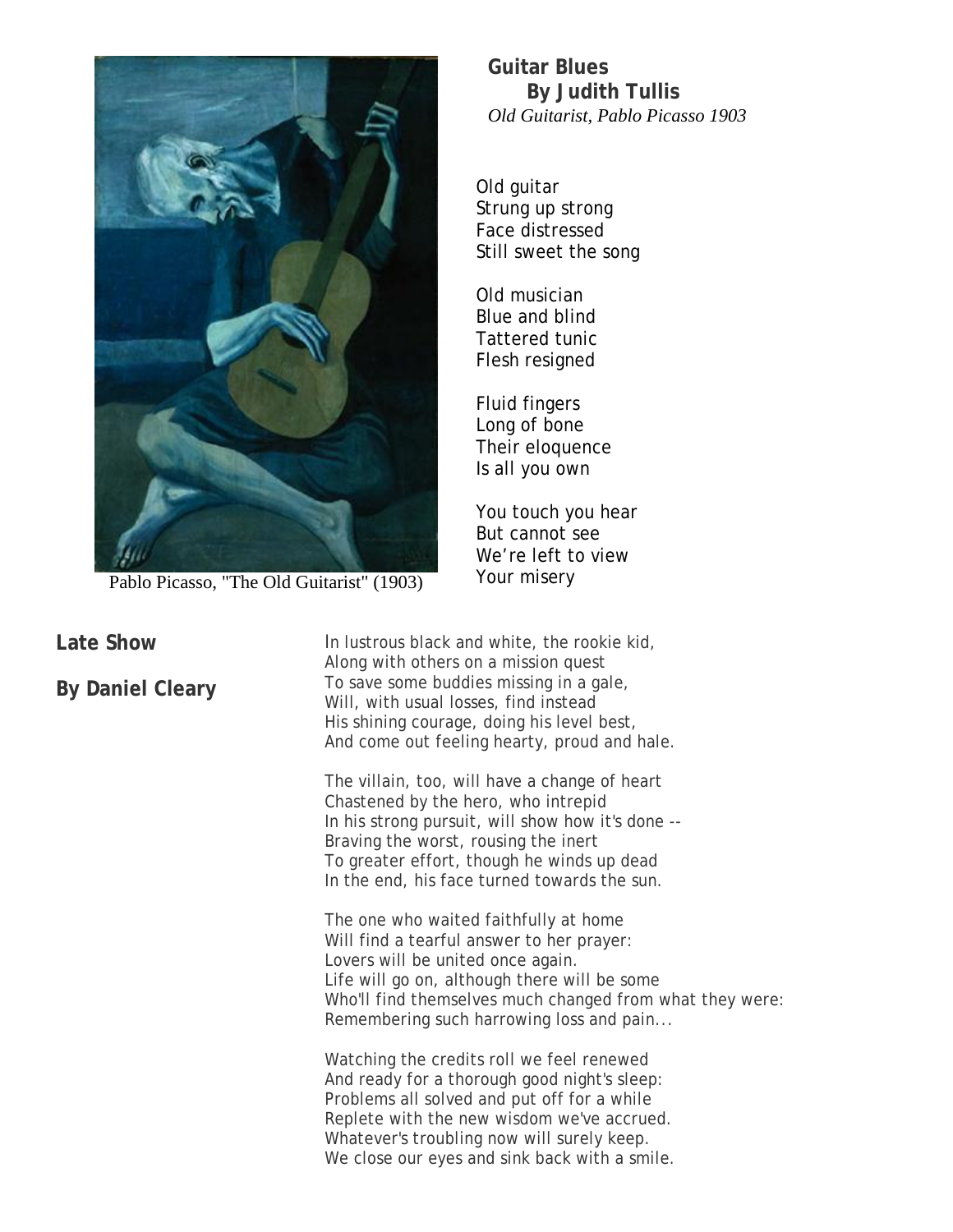Pablo Picasso, "The Old Guitarist" (1903)

## Guitar Blues

**By Judith Tullis**

*Old Guitarist, Pablo Picasso 1903*

Old guitar
Strung up strong
Face distressed
Still sweet the song

Old musician
Blue and blind
Tattered tunic
Flesh resigned

Fluid fingers
Long of bone
Their eloquence
Is all you own

You touch you hear
But cannot see
We're left to view
Your misery

## Late Show

**By Daniel Cleary**

In lustrous black and white, the rookie kid,
Along with others on a mission quest
To save some buddies missing in a gale,
Will, with usual losses, find instead
His shining courage, doing his level best,
And come out feeling hearty, proud and hale.

The villain, too, will have a change of heart
Chastened by the hero, who intrepid
In his strong pursuit, will show how it's done --
Braving the worst, rousing the inert
To greater effort, though he winds up dead
In the end, his face turned towards the sun.

The one who waited faithfully at home
Will find a tearful answer to her prayer:
Lovers will be united once again.
Life will go on, although there will be some
Who'll find themselves much changed from what they were:
Remembering such harrowing loss and pain...

Watching the credits roll we feel renewed
And ready for a thorough good night's sleep:
Problems all solved and put off for a while
Replete with the new wisdom we've accrued.
Whatever's troubling now will surely keep.
We close our eyes and sink back with a smile.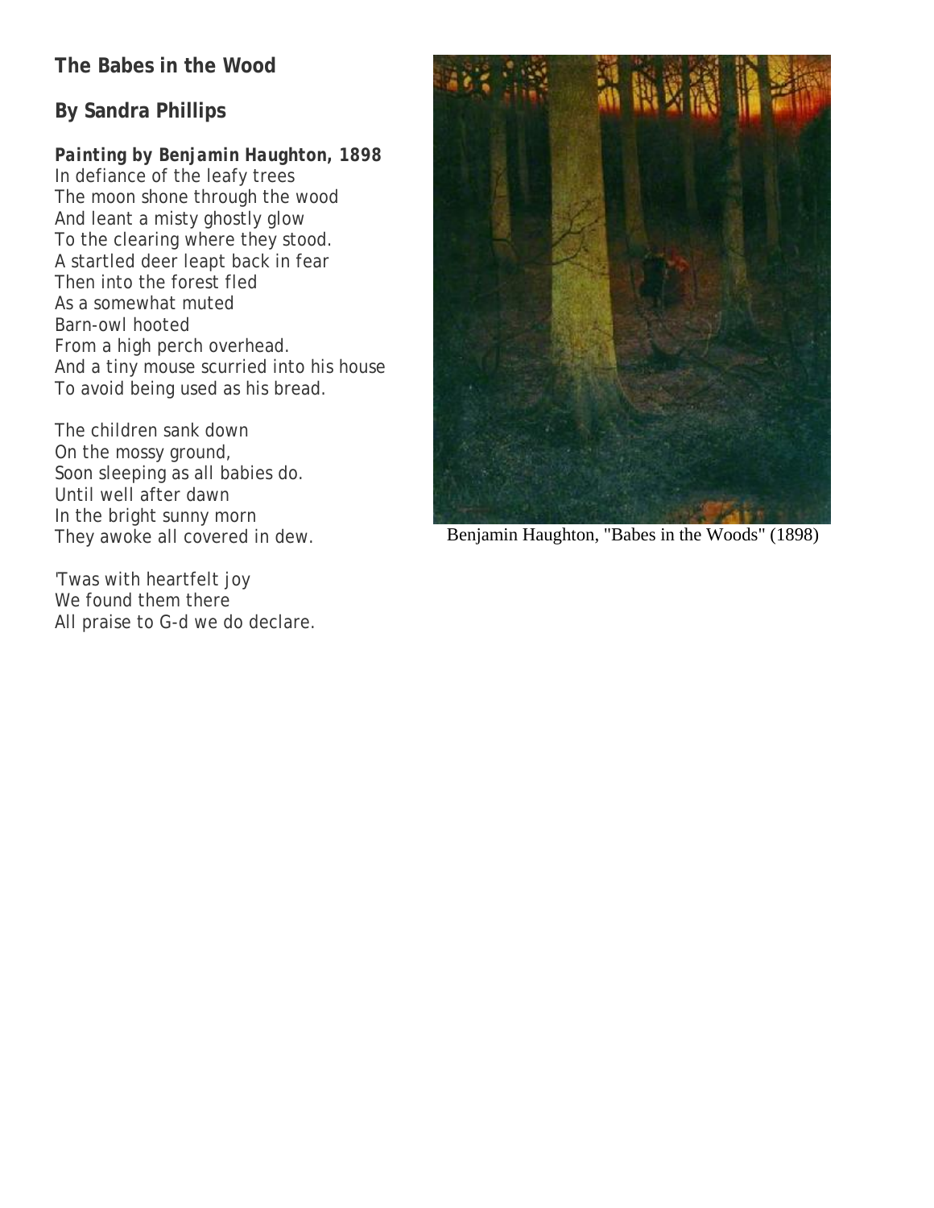## The Babes in the Wood

### By Sandra Phillips

***Painting by Benjamin Haughton, 1898***

In defiance of the leafy trees
The moon shone through the wood
And leant a misty ghostly glow
To the clearing where they stood.
A startled deer leapt back in fear
Then into the forest fled
As a somewhat muted
Barn-owl hooted
From a high perch overhead.
And a tiny mouse scurried into his house
To avoid being used as his bread.

The children sank down
On the mossy ground,
Soon sleeping as all babies do.
Until well after dawn
In the bright sunny morn
They awoke all covered in dew.

'Twas with heartfelt joy
We found them there
All praise to G-d we do declare.

Benjamin Haughton, "Babes in the Woods" (1898)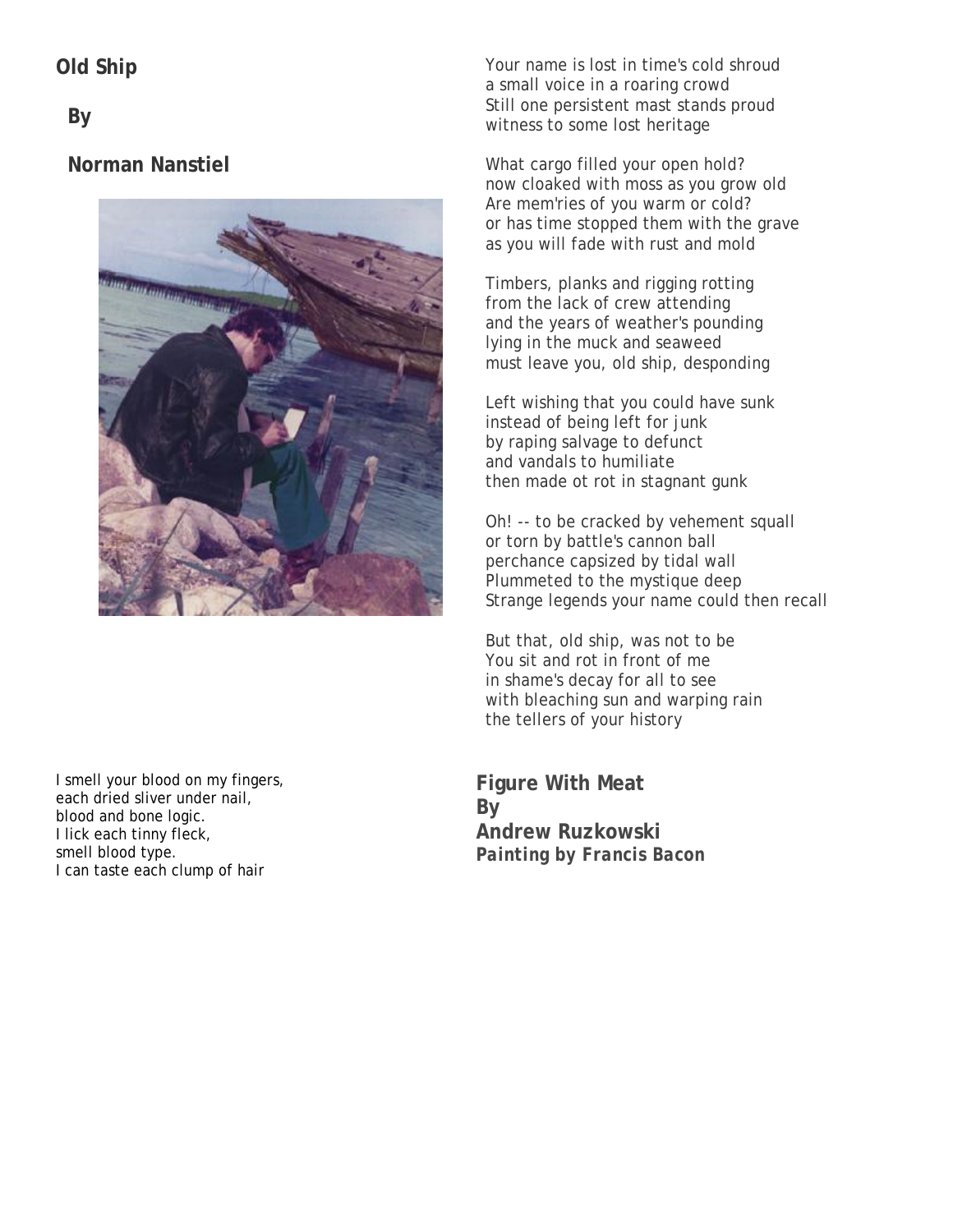## Old Ship

**By**

**Norman Nanstiel**

Your name is lost in time's cold shroud
a small voice in a roaring crowd
Still one persistent mast stands proud
witness to some lost heritage

What cargo filled your open hold?
now cloaked with moss as you grow old
Are mem'ries of you warm or cold?
or has time stopped them with the grave
as you will fade with rust and mold

Timbers, planks and rigging rotting
from the lack of crew attending
and the years of weather's pounding
lying in the muck and seaweed
must leave you, old ship, desponding

Left wishing that you could have sunk
instead of being left for junk
by raping salvage to defunct
and vandals to humiliate
then made ot rot in stagnant gunk

Oh! -- to be cracked by vehement squall
or torn by battle's cannon ball
perchance capsized by tidal wall
Plummeted to the mystique deep
Strange legends your name could then recall

But that, old ship, was not to be
You sit and rot in front of me
in shame's decay for all to see
with bleaching sun and warping rain
the tellers of your history

## Figure With Meat
**By**
**Andrew Ruzkowski**
***Painting by Francis Bacon***

I smell your blood on my fingers,
each dried sliver under nail,
blood and bone logic.
I lick each tinny fleck,
smell blood type.
I can taste each clump of hair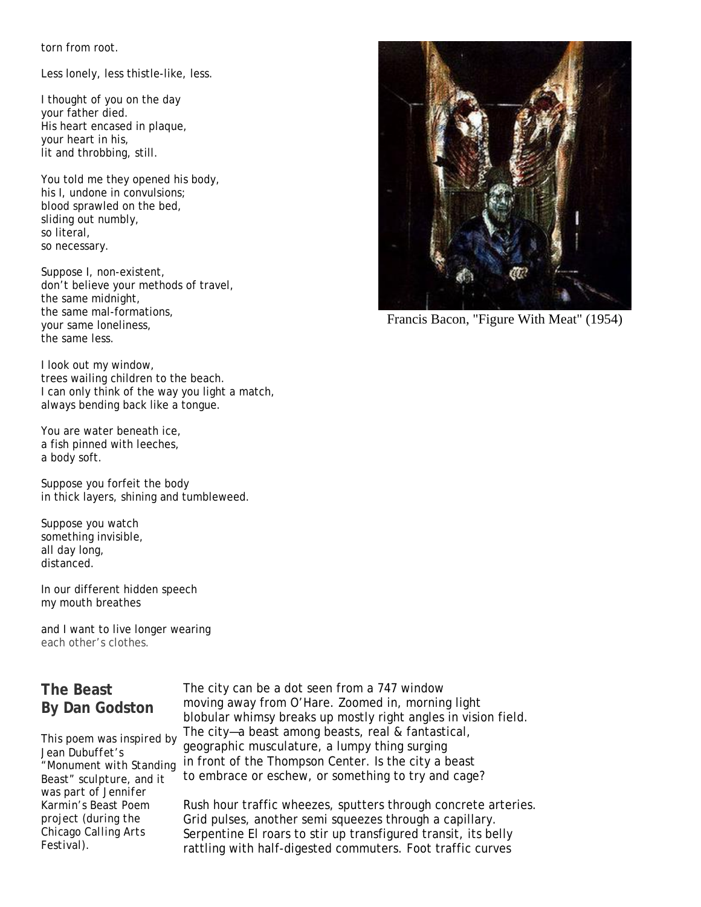torn from root.

Less lonely, less thistle-like, less.

I thought of you on the day
your father died.
His heart encased in plaque,
your heart in his,
lit and throbbing, still.

You told me they opened his body,
his I, undone in convulsions;
blood sprawled on the bed,
sliding out numbly,
so literal,
so necessary.

Suppose I, non-existent,
don't believe your methods of travel,
the same midnight,
the same mal-formations,
your same loneliness,
the same less.

I look out my window,
trees wailing children to the beach.
I can only think of the way you light a match,
always bending back like a tongue.

You are water beneath ice,
a fish pinned with leeches,
a body soft.

Suppose you forfeit the body
in thick layers, shining and tumbleweed.

Suppose you watch
something invisible,
all day long,
distanced.

In our different hidden speech
my mouth breathes

and I want to live longer wearing
each other's clothes.

Francis Bacon, "Figure With Meat" (1954)

## The Beast
## By Dan Godston

This poem was inspired by Jean Dubuffet's "Monument with Standing Beast" sculpture, and it was part of Jennifer Karmin's Beast Poem project (during the Chicago Calling Arts Festival).

The city can be a dot seen from a 747 window
moving away from O'Hare. Zoomed in, morning light
blobular whimsy breaks up mostly right angles in vision field.
The city—a beast among beasts, real & fantastical,
geographic musculature, a lumpy thing surging
in front of the Thompson Center. Is the city a beast
to embrace or eschew, or something to try and cage?

Rush hour traffic wheezes, sputters through concrete arteries.
Grid pulses, another semi squeezes through a capillary.
Serpentine El roars to stir up transfigured transit, its belly
rattling with half-digested commuters. Foot traffic curves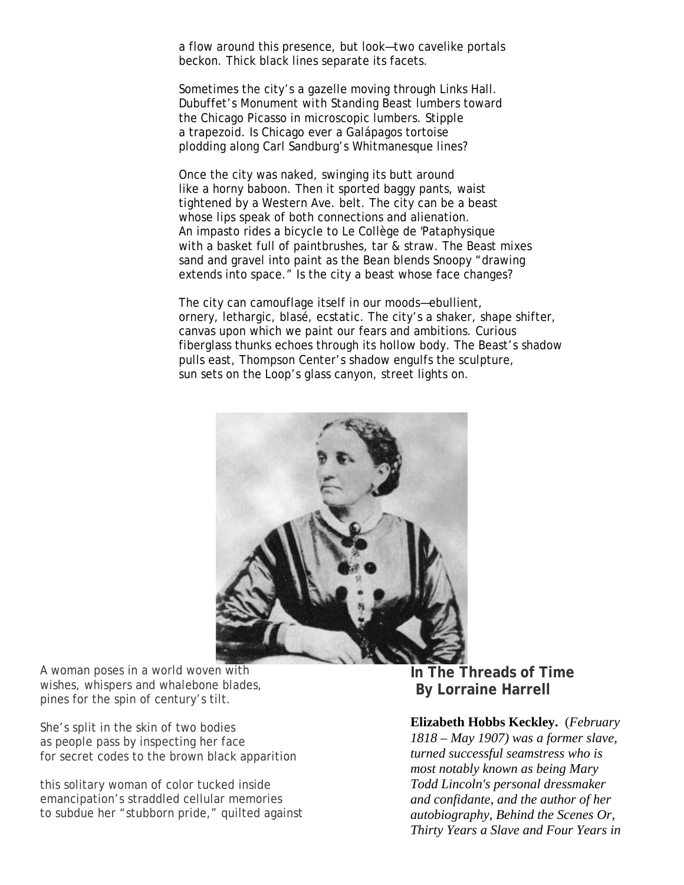a flow around this presence, but look—two cavelike portals
beckon. Thick black lines separate its facets.

Sometimes the city's a gazelle moving through Links Hall.
Dubuffet's Monument with Standing Beast lumbers toward
the Chicago Picasso in microscopic lumbers. Stipple
a trapezoid. Is Chicago ever a Galápagos tortoise
plodding along Carl Sandburg's Whitmanesque lines?

Once the city was naked, swinging its butt around
like a horny baboon. Then it sported baggy pants, waist
tightened by a Western Ave. belt. The city can be a beast
whose lips speak of both connections and alienation.
An impasto rides a bicycle to Le Collège de 'Pataphysique
with a basket full of paintbrushes, tar & straw. The Beast mixes
sand and gravel into paint as the Bean blends Snoopy "drawing
extends into space." Is the city a beast whose face changes?

The city can camouflage itself in our moods—ebullient,
ornery, lethargic, blasé, ecstatic. The city's a shaker, shape shifter,
canvas upon which we paint our fears and ambitions. Curious
fiberglass thunks echoes through its hollow body. The Beast's shadow
pulls east, Thompson Center's shadow engulfs the sculpture,
sun sets on the Loop's glass canyon, street lights on.

## In The Threads of Time
### By Lorraine Harrell

**Elizabeth Hobbs Keckley.** (*February 1818 – May 1907) was a former slave, turned successful seamstress who is most notably known as being Mary Todd Lincoln's personal dressmaker and confidante, and the author of her autobiography, Behind the Scenes Or, Thirty Years a Slave and Four Years in*

A woman poses in a world woven with
wishes, whispers and whalebone blades,
pines for the spin of century's tilt.

She's split in the skin of two bodies
as people pass by inspecting her face
for secret codes to the brown black apparition

this solitary woman of color tucked inside
emancipation's straddled cellular memories
to subdue her "stubborn pride," quilted against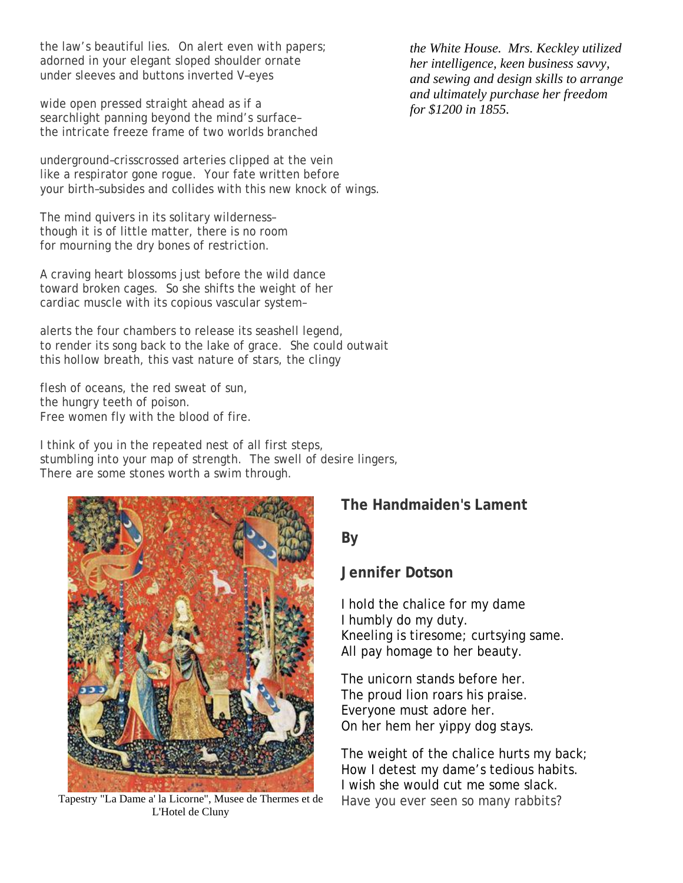the law's beautiful lies. On alert even with papers;
adorned in your elegant sloped shoulder ornate
under sleeves and buttons inverted V–eyes

wide open pressed straight ahead as if a
searchlight panning beyond the mind's surface–
the intricate freeze frame of two worlds branched

underground–crisscrossed arteries clipped at the vein
like a respirator gone rogue. Your fate written before
your birth–subsides and collides with this new knock of wings.

The mind quivers in its solitary wilderness–
though it is of little matter, there is no room
for mourning the dry bones of restriction.

A craving heart blossoms just before the wild dance
toward broken cages. So she shifts the weight of her
cardiac muscle with its copious vascular system–

alerts the four chambers to release its seashell legend,
to render its song back to the lake of grace. She could outwait
this hollow breath, this vast nature of stars, the clingy

flesh of oceans, the red sweat of sun,
the hungry teeth of poison.
Free women fly with the blood of fire.

I think of you in the repeated nest of all first steps,
stumbling into your map of strength. The swell of desire lingers,
There are some stones worth a swim through.

*the White House. Mrs. Keckley utilized her intelligence, keen business savvy, and sewing and design skills to arrange and ultimately purchase her freedom for $1200 in 1855.*

Tapestry "La Dame a' la Licorne", Musee de Thermes et de L'Hotel de Cluny

## The Handmaiden's Lament

**By**

**Jennifer Dotson**

I hold the chalice for my dame
I humbly do my duty.
Kneeling is tiresome; curtsying same.
All pay homage to her beauty.

The unicorn stands before her.
The proud lion roars his praise.
Everyone must adore her.
On her hem her yippy dog stays.

The weight of the chalice hurts my back;
How I detest my dame's tedious habits.
I wish she would cut me some slack.
Have you ever seen so many rabbits?